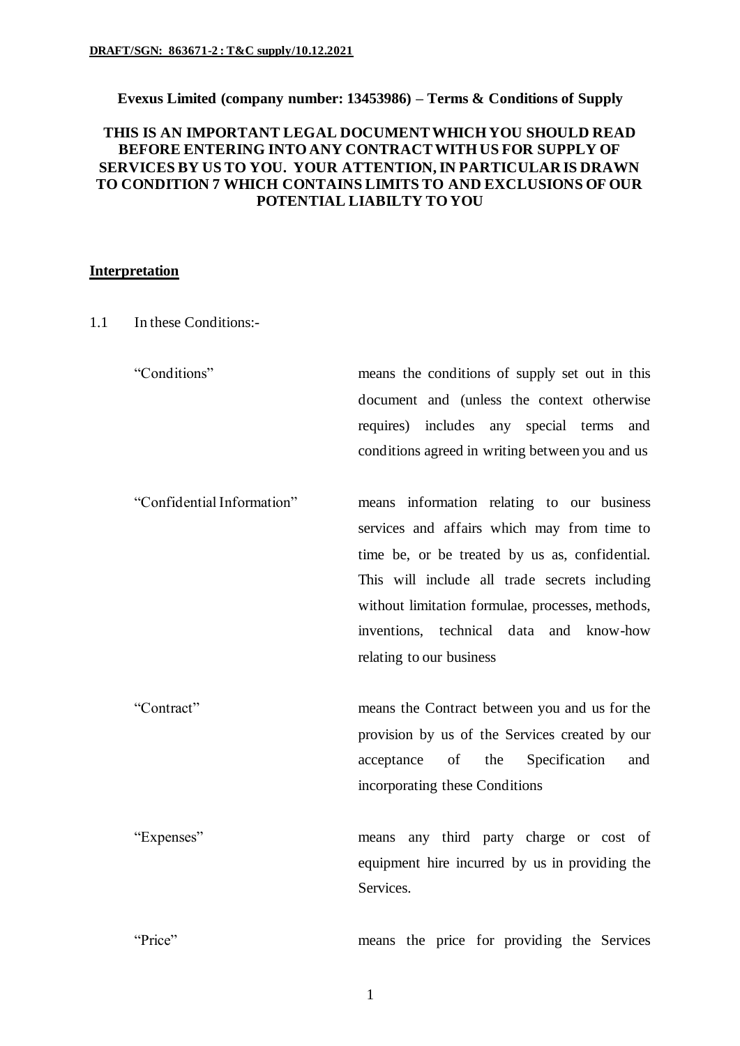**DRAFT/SGN: 863671-2 : T&C supply/10.12.2021**

**Evexus Limited (company number: 13453986) – Terms & Conditions of Supply**

**THIS IS AN IMPORTANT LEGAL DOCUMENT WHICH YOU SHOULD READ BEFORE ENTERING INTO ANY CONTRACT WITH US FOR SUPPLY OF SERVICES BY US TO YOU. YOUR ATTENTION, IN PARTICULAR IS DRAWN TO CONDITION 7 WHICH CONTAINS LIMITS TO AND EXCLUSIONS OF OUR POTENTIAL LIABILTY TO YOU**

## Interpretation

1.1 In these Conditions:-

| | |
|---|---|
| "Conditions" | means the conditions of supply set out in this document and (unless the context otherwise requires) includes any special terms and conditions agreed in writing between you and us |
| "Confidential Information" | means information relating to our business services and affairs which may from time to time be, or be treated by us as, confidential. This will include all trade secrets including without limitation formulae, processes, methods, inventions, technical data and know-how relating to our business |
| "Contract" | means the Contract between you and us for the provision by us of the Services created by our acceptance of the Specification and incorporating these Conditions |
| "Expenses" | means any third party charge or cost of equipment hire incurred by us in providing the Services. |
| "Price" | means the price for providing the Services |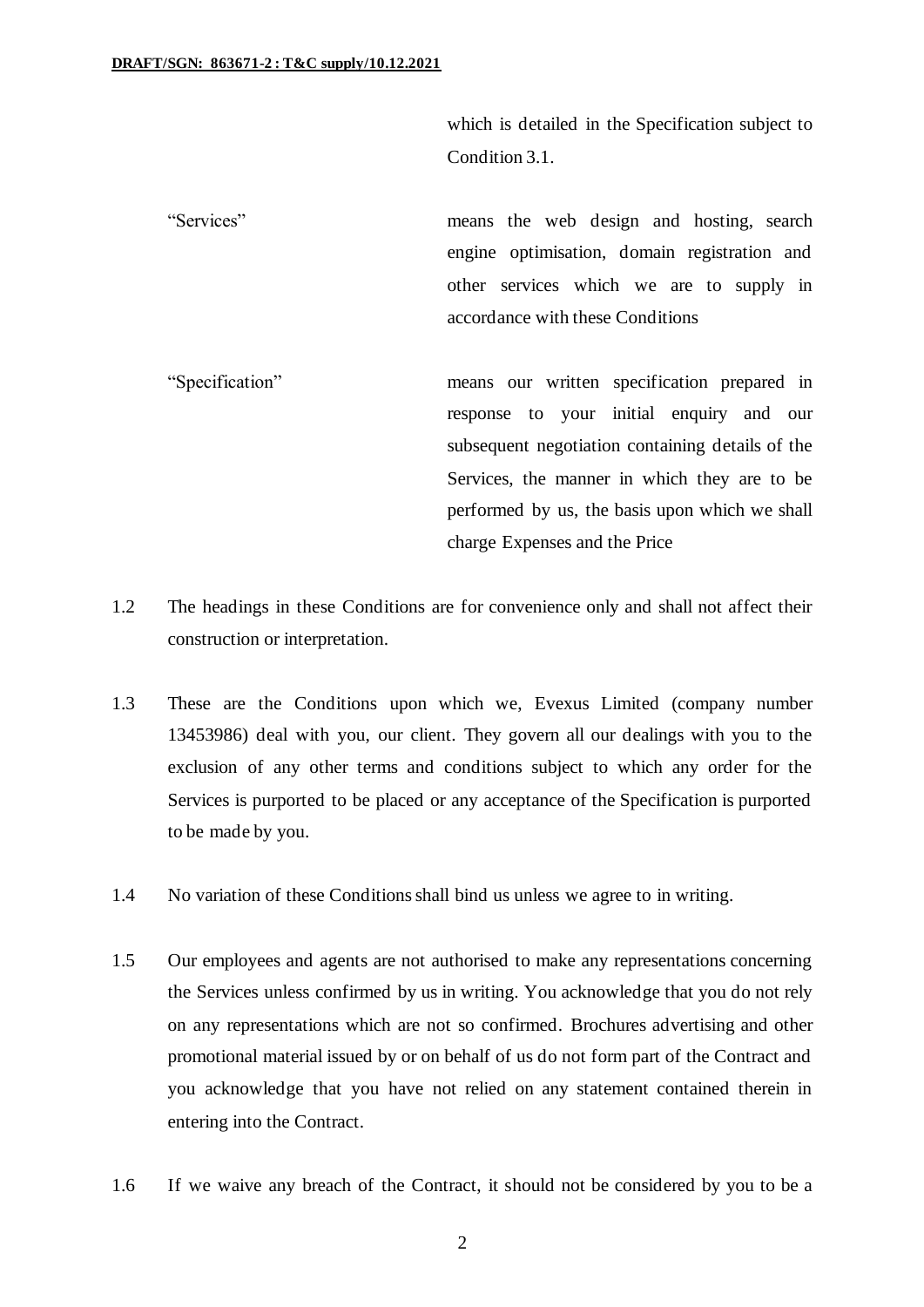which is detailed in the Specification subject to Condition 3.1.

| | |
|---|---|
| "Services" | means the web design and hosting, search engine optimisation, domain registration and other services which we are to supply in accordance with these Conditions |
| "Specification" | means our written specification prepared in response to your initial enquiry and our subsequent negotiation containing details of the Services, the manner in which they are to be performed by us, the basis upon which we shall charge Expenses and the Price |

1.2 The headings in these Conditions are for convenience only and shall not affect their construction or interpretation.

1.3 These are the Conditions upon which we, Evexus Limited (company number 13453986) deal with you, our client. They govern all our dealings with you to the exclusion of any other terms and conditions subject to which any order for the Services is purported to be placed or any acceptance of the Specification is purported to be made by you.

1.4 No variation of these Conditions shall bind us unless we agree to in writing.

1.5 Our employees and agents are not authorised to make any representations concerning the Services unless confirmed by us in writing. You acknowledge that you do not rely on any representations which are not so confirmed. Brochures advertising and other promotional material issued by or on behalf of us do not form part of the Contract and you acknowledge that you have not relied on any statement contained therein in entering into the Contract.

1.6 If we waive any breach of the Contract, it should not be considered by you to be a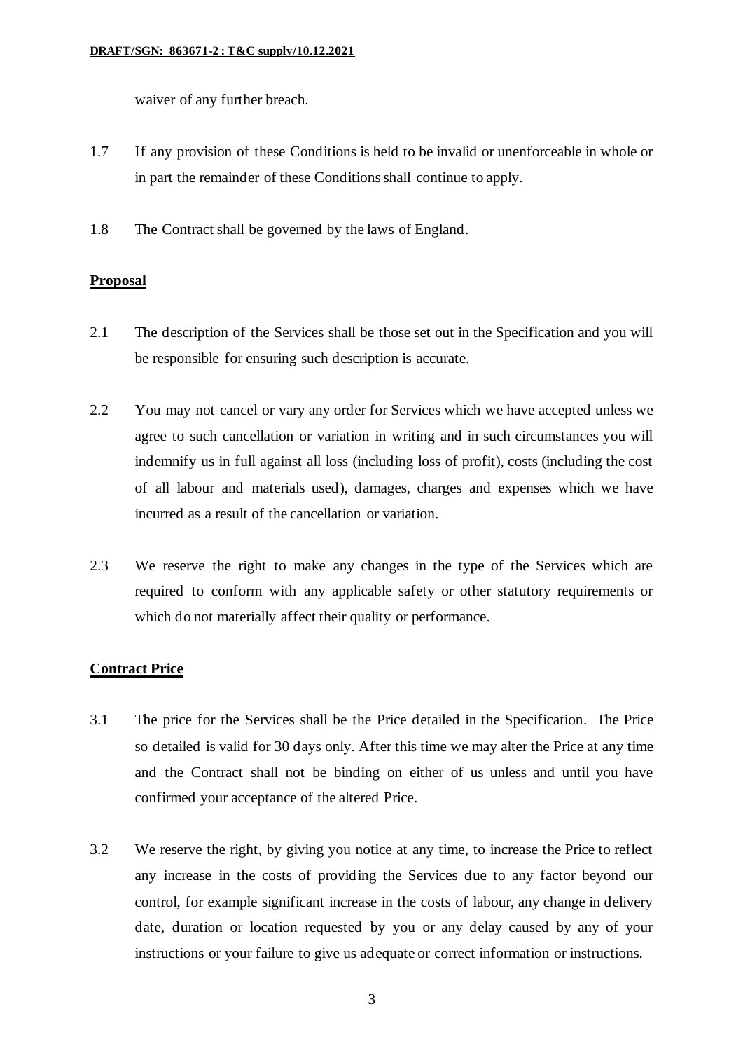waiver of any further breach.

1.7 If any provision of these Conditions is held to be invalid or unenforceable in whole or in part the remainder of these Conditions shall continue to apply.

1.8 The Contract shall be governed by the laws of England.

**Proposal**

2.1 The description of the Services shall be those set out in the Specification and you will be responsible for ensuring such description is accurate.

2.2 You may not cancel or vary any order for Services which we have accepted unless we agree to such cancellation or variation in writing and in such circumstances you will indemnify us in full against all loss (including loss of profit), costs (including the cost of all labour and materials used), damages, charges and expenses which we have incurred as a result of the cancellation or variation.

2.3 We reserve the right to make any changes in the type of the Services which are required to conform with any applicable safety or other statutory requirements or which do not materially affect their quality or performance.

**Contract Price**

3.1 The price for the Services shall be the Price detailed in the Specification. The Price so detailed is valid for 30 days only. After this time we may alter the Price at any time and the Contract shall not be binding on either of us unless and until you have confirmed your acceptance of the altered Price.

3.2 We reserve the right, by giving you notice at any time, to increase the Price to reflect any increase in the costs of providing the Services due to any factor beyond our control, for example significant increase in the costs of labour, any change in delivery date, duration or location requested by you or any delay caused by any of your instructions or your failure to give us adequate or correct information or instructions.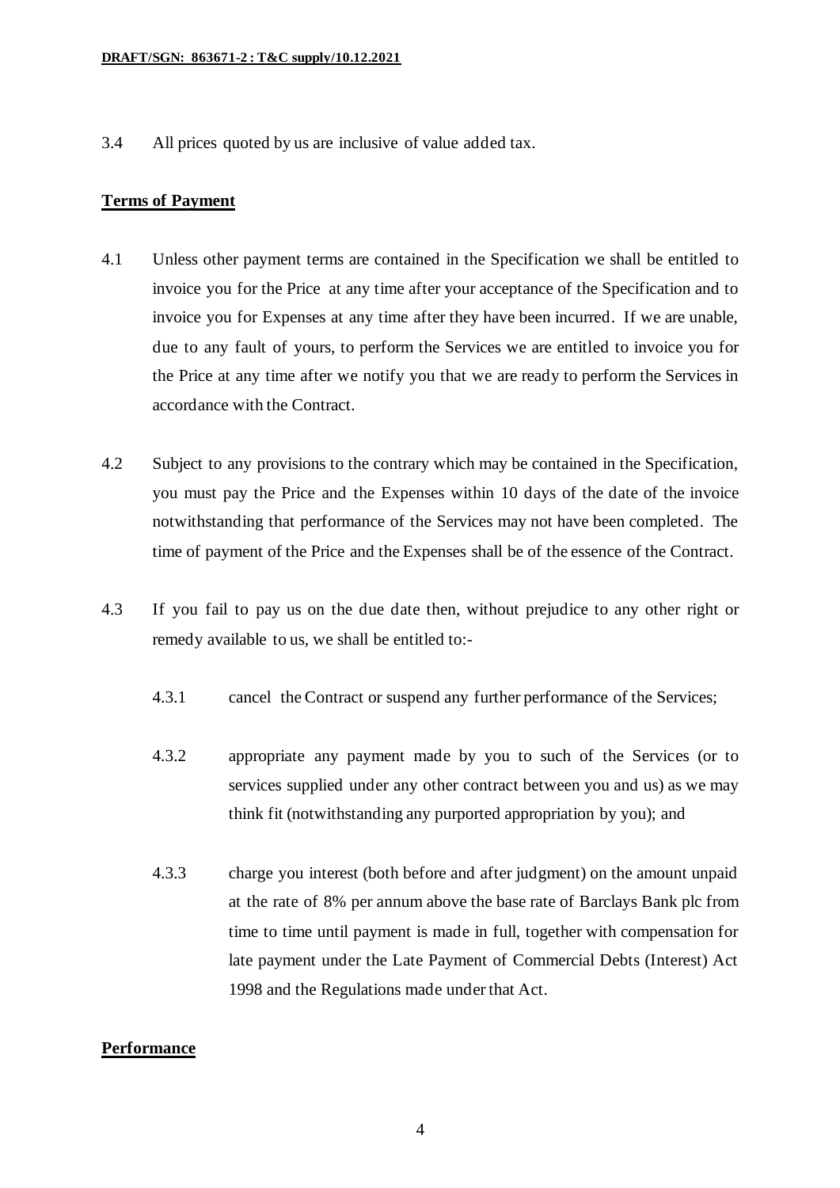3.4 All prices quoted by us are inclusive of value added tax.

**Terms of Payment**

4.1 Unless other payment terms are contained in the Specification we shall be entitled to invoice you for the Price at any time after your acceptance of the Specification and to invoice you for Expenses at any time after they have been incurred. If we are unable, due to any fault of yours, to perform the Services we are entitled to invoice you for the Price at any time after we notify you that we are ready to perform the Services in accordance with the Contract.

4.2 Subject to any provisions to the contrary which may be contained in the Specification, you must pay the Price and the Expenses within 10 days of the date of the invoice notwithstanding that performance of the Services may not have been completed. The time of payment of the Price and the Expenses shall be of the essence of the Contract.

4.3 If you fail to pay us on the due date then, without prejudice to any other right or remedy available to us, we shall be entitled to:-

4.3.1 cancel the Contract or suspend any further performance of the Services;

4.3.2 appropriate any payment made by you to such of the Services (or to services supplied under any other contract between you and us) as we may think fit (notwithstanding any purported appropriation by you); and

4.3.3 charge you interest (both before and after judgment) on the amount unpaid at the rate of 8% per annum above the base rate of Barclays Bank plc from time to time until payment is made in full, together with compensation for late payment under the Late Payment of Commercial Debts (Interest) Act 1998 and the Regulations made under that Act.

**Performance**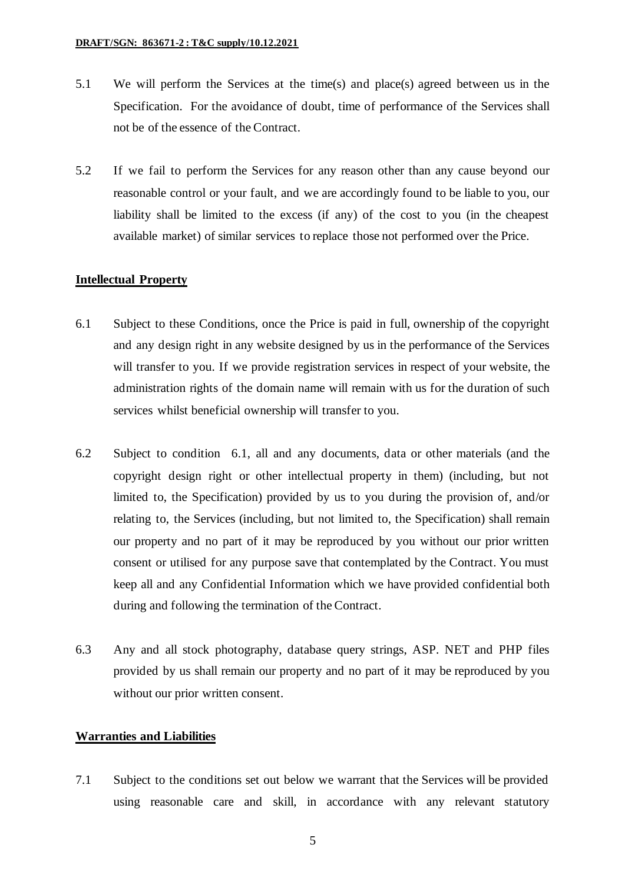5.1 We will perform the Services at the time(s) and place(s) agreed between us in the Specification. For the avoidance of doubt, time of performance of the Services shall not be of the essence of the Contract.

5.2 If we fail to perform the Services for any reason other than any cause beyond our reasonable control or your fault, and we are accordingly found to be liable to you, our liability shall be limited to the excess (if any) of the cost to you (in the cheapest available market) of similar services to replace those not performed over the Price.

**Intellectual Property**

6.1 Subject to these Conditions, once the Price is paid in full, ownership of the copyright and any design right in any website designed by us in the performance of the Services will transfer to you. If we provide registration services in respect of your website, the administration rights of the domain name will remain with us for the duration of such services whilst beneficial ownership will transfer to you.

6.2 Subject to condition 6.1, all and any documents, data or other materials (and the copyright design right or other intellectual property in them) (including, but not limited to, the Specification) provided by us to you during the provision of, and/or relating to, the Services (including, but not limited to, the Specification) shall remain our property and no part of it may be reproduced by you without our prior written consent or utilised for any purpose save that contemplated by the Contract. You must keep all and any Confidential Information which we have provided confidential both during and following the termination of the Contract.

6.3 Any and all stock photography, database query strings, ASP. NET and PHP files provided by us shall remain our property and no part of it may be reproduced by you without our prior written consent.

**Warranties and Liabilities**

7.1 Subject to the conditions set out below we warrant that the Services will be provided using reasonable care and skill, in accordance with any relevant statutory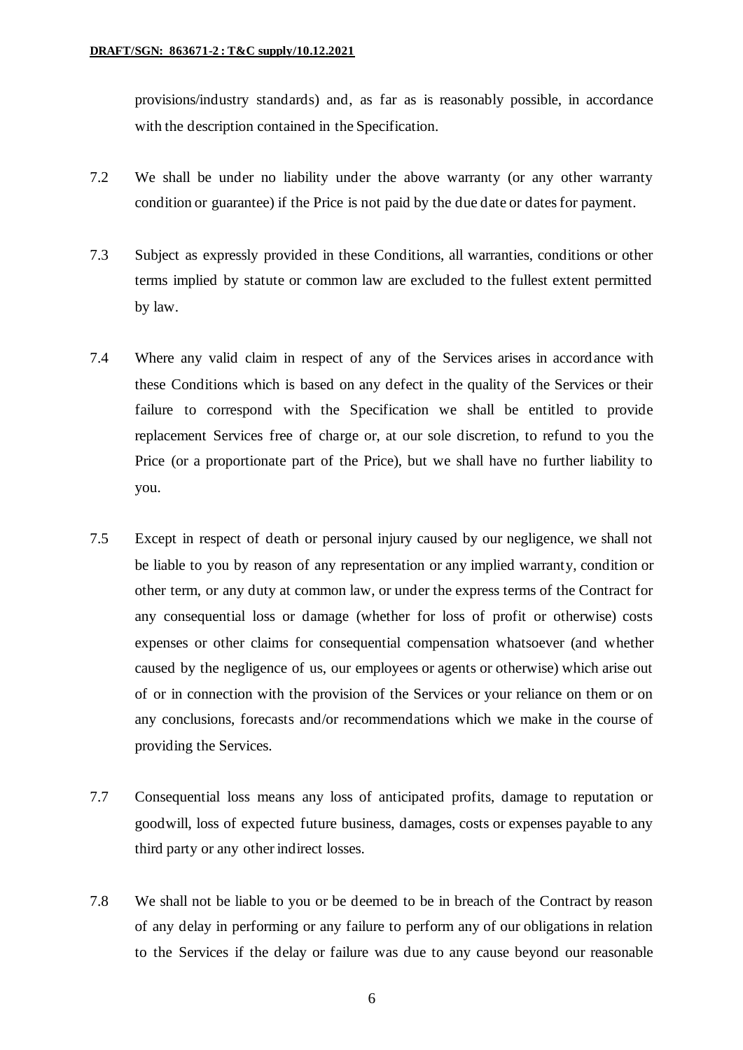provisions/industry standards) and, as far as is reasonably possible, in accordance with the description contained in the Specification.

7.2 We shall be under no liability under the above warranty (or any other warranty condition or guarantee) if the Price is not paid by the due date or dates for payment.

7.3 Subject as expressly provided in these Conditions, all warranties, conditions or other terms implied by statute or common law are excluded to the fullest extent permitted by law.

7.4 Where any valid claim in respect of any of the Services arises in accordance with these Conditions which is based on any defect in the quality of the Services or their failure to correspond with the Specification we shall be entitled to provide replacement Services free of charge or, at our sole discretion, to refund to you the Price (or a proportionate part of the Price), but we shall have no further liability to you.

7.5 Except in respect of death or personal injury caused by our negligence, we shall not be liable to you by reason of any representation or any implied warranty, condition or other term, or any duty at common law, or under the express terms of the Contract for any consequential loss or damage (whether for loss of profit or otherwise) costs expenses or other claims for consequential compensation whatsoever (and whether caused by the negligence of us, our employees or agents or otherwise) which arise out of or in connection with the provision of the Services or your reliance on them or on any conclusions, forecasts and/or recommendations which we make in the course of providing the Services.

7.7 Consequential loss means any loss of anticipated profits, damage to reputation or goodwill, loss of expected future business, damages, costs or expenses payable to any third party or any other indirect losses.

7.8 We shall not be liable to you or be deemed to be in breach of the Contract by reason of any delay in performing or any failure to perform any of our obligations in relation to the Services if the delay or failure was due to any cause beyond our reasonable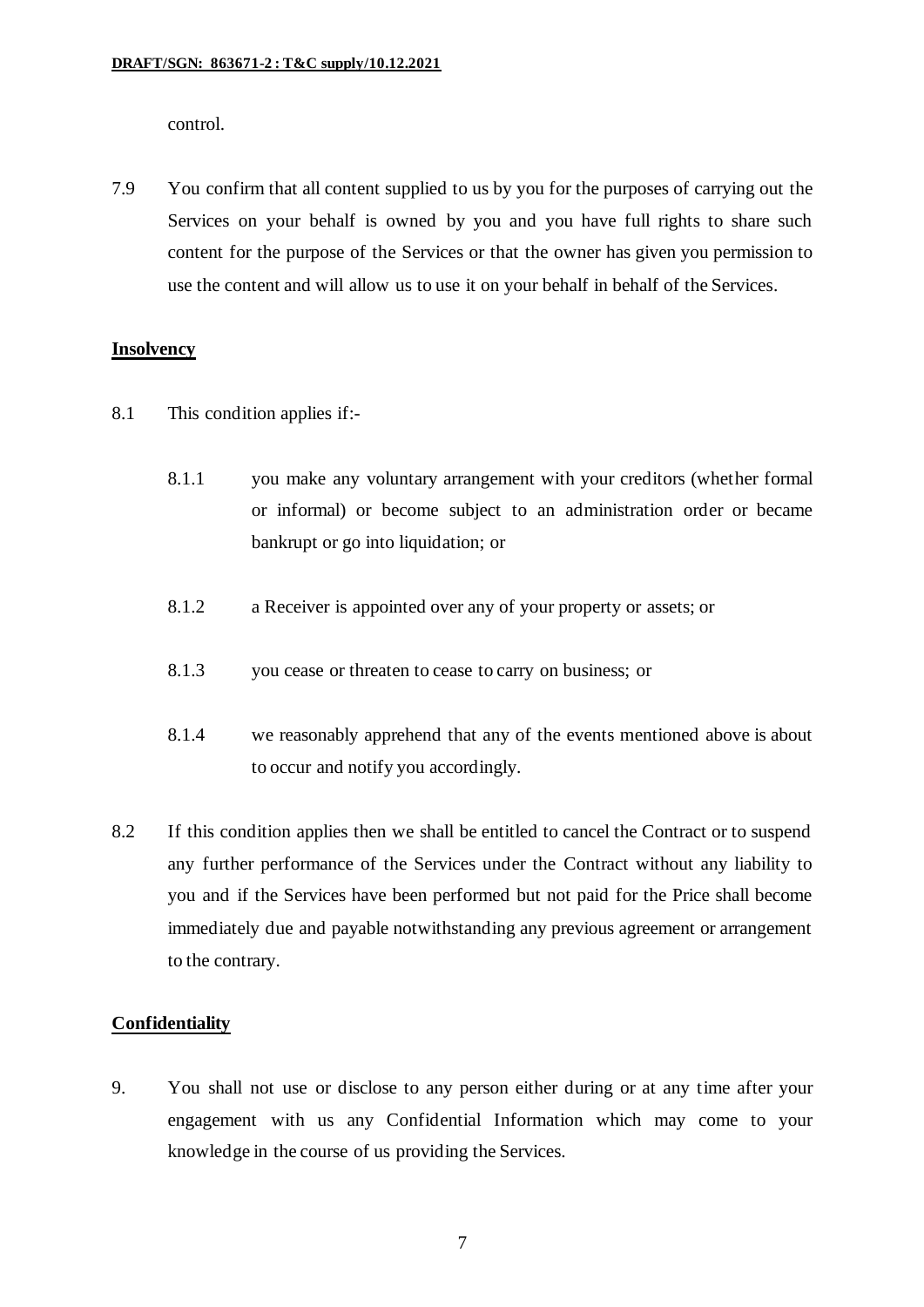control.

7.9 You confirm that all content supplied to us by you for the purposes of carrying out the Services on your behalf is owned by you and you have full rights to share such content for the purpose of the Services or that the owner has given you permission to use the content and will allow us to use it on your behalf in behalf of the Services.

**Insolvency**

8.1 This condition applies if:-

8.1.1 you make any voluntary arrangement with your creditors (whether formal or informal) or become subject to an administration order or became bankrupt or go into liquidation; or

8.1.2 a Receiver is appointed over any of your property or assets; or

8.1.3 you cease or threaten to cease to carry on business; or

8.1.4 we reasonably apprehend that any of the events mentioned above is about to occur and notify you accordingly.

8.2 If this condition applies then we shall be entitled to cancel the Contract or to suspend any further performance of the Services under the Contract without any liability to you and if the Services have been performed but not paid for the Price shall become immediately due and payable notwithstanding any previous agreement or arrangement to the contrary.

**Confidentiality**

9. You shall not use or disclose to any person either during or at any time after your engagement with us any Confidential Information which may come to your knowledge in the course of us providing the Services.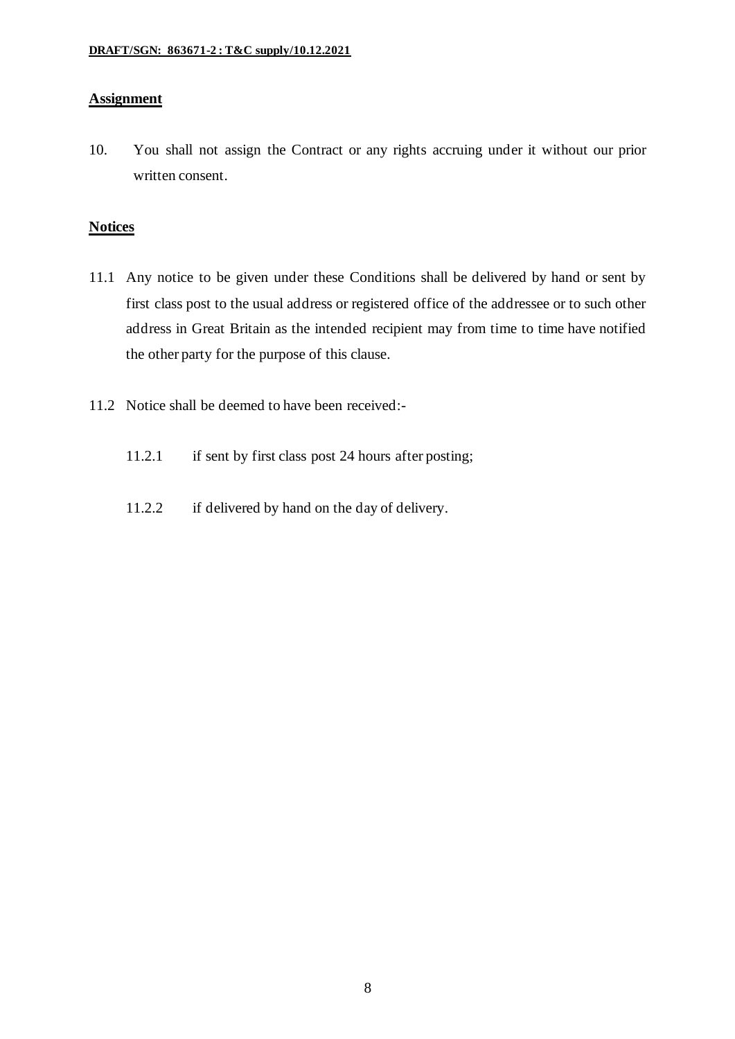## **Assignment**

10. You shall not assign the Contract or any rights accruing under it without our prior written consent.

## **Notices**

11.1 Any notice to be given under these Conditions shall be delivered by hand or sent by first class post to the usual address or registered office of the addressee or to such other address in Great Britain as the intended recipient may from time to time have notified the other party for the purpose of this clause.

11.2 Notice shall be deemed to have been received:-

11.2.1 if sent by first class post 24 hours after posting;

11.2.2 if delivered by hand on the day of delivery.